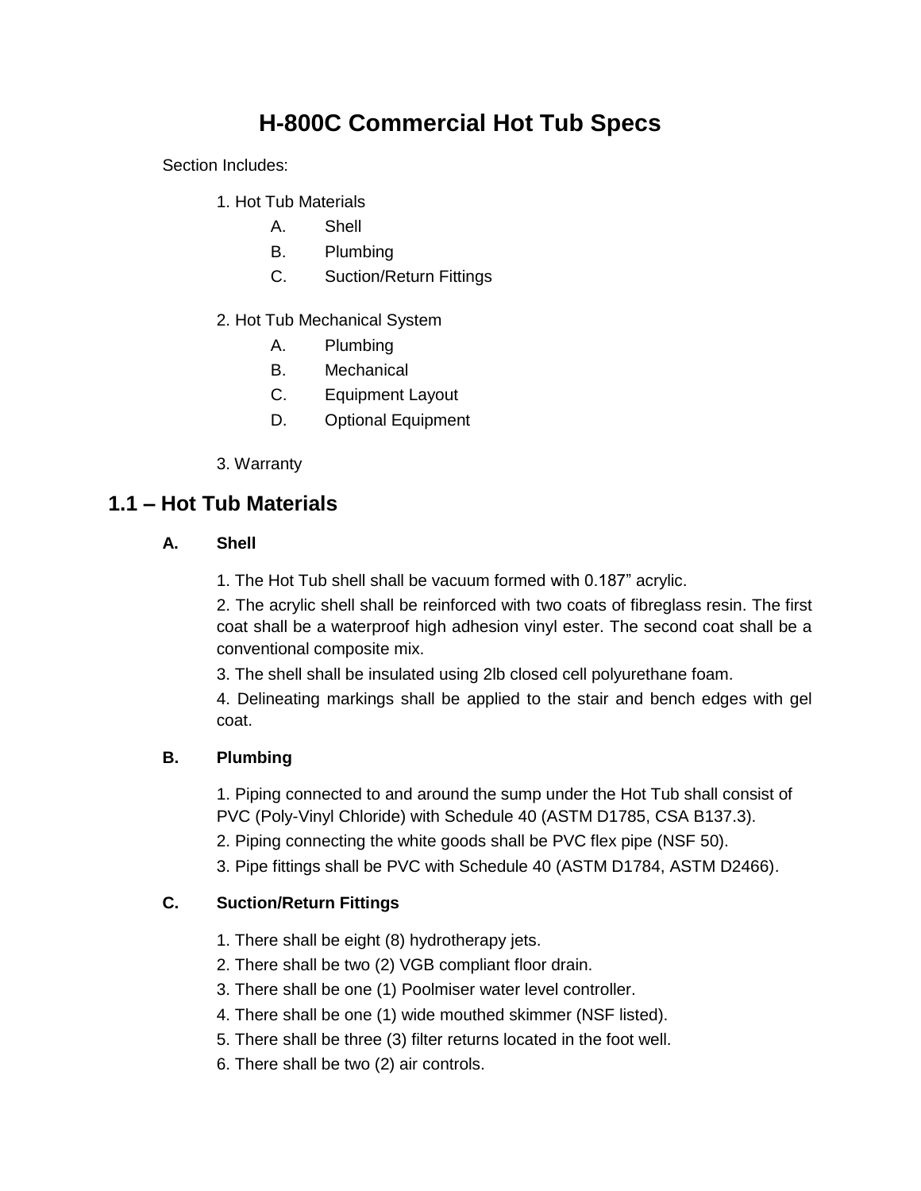# H-800C Commercial Hot Tub Specs

Section Includes:

1. Hot Tub Materials
   - A. Shell
   - B. Plumbing
   - C. Suction/Return Fittings

2. Hot Tub Mechanical System
   - A. Plumbing
   - B. Mechanical
   - C. Equipment Layout
   - D. Optional Equipment

3. Warranty

## 1.1 – Hot Tub Materials

### A. Shell

1. The Hot Tub shell shall be vacuum formed with 0.187” acrylic.
2. The acrylic shell shall be reinforced with two coats of fibreglass resin. The first coat shall be a waterproof high adhesion vinyl ester. The second coat shall be a conventional composite mix.
3. The shell shall be insulated using 2lb closed cell polyurethane foam.
4. Delineating markings shall be applied to the stair and bench edges with gel coat.

### B. Plumbing

1. Piping connected to and around the sump under the Hot Tub shall consist of PVC (Poly-Vinyl Chloride) with Schedule 40 (ASTM D1785, CSA B137.3).
2. Piping connecting the white goods shall be PVC flex pipe (NSF 50).
3. Pipe fittings shall be PVC with Schedule 40 (ASTM D1784, ASTM D2466).

### C. Suction/Return Fittings

1. There shall be eight (8) hydrotherapy jets.
2. There shall be two (2) VGB compliant floor drain.
3. There shall be one (1) Poolmiser water level controller.
4. There shall be one (1) wide mouthed skimmer (NSF listed).
5. There shall be three (3) filter returns located in the foot well.
6. There shall be two (2) air controls.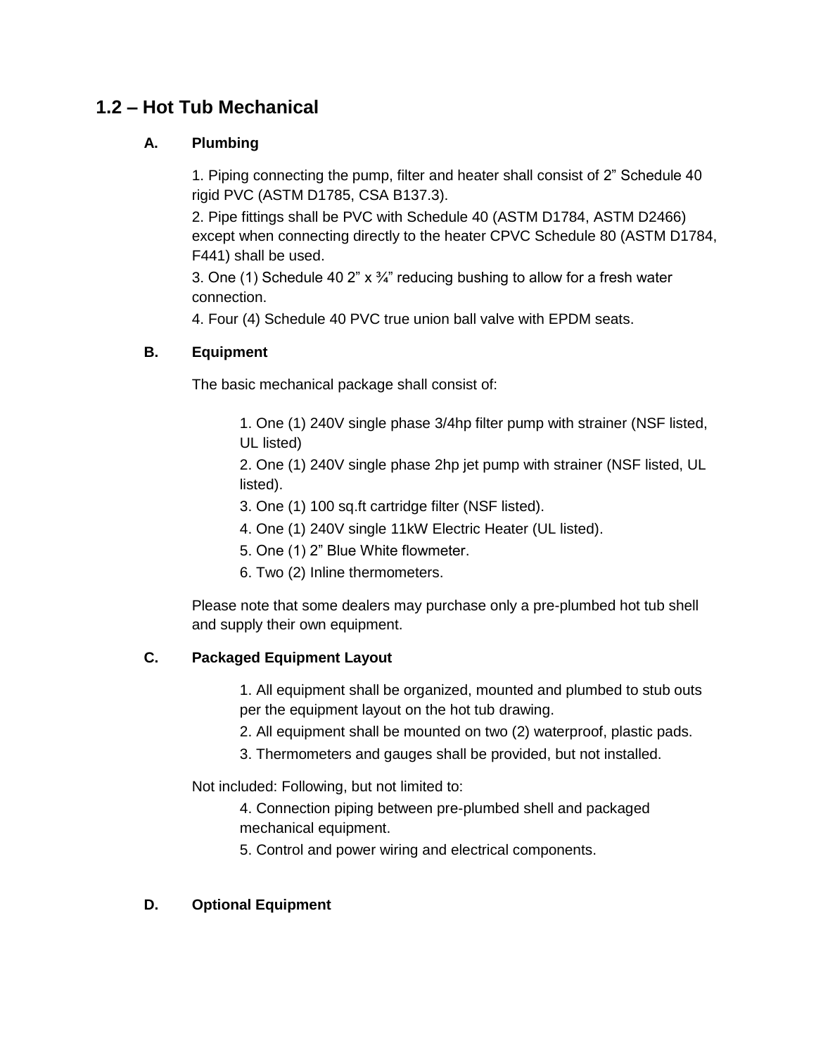## 1.2 – Hot Tub Mechanical

### A. Plumbing

1. Piping connecting the pump, filter and heater shall consist of 2” Schedule 40 rigid PVC (ASTM D1785, CSA B137.3).
2. Pipe fittings shall be PVC with Schedule 40 (ASTM D1784, ASTM D2466) except when connecting directly to the heater CPVC Schedule 80 (ASTM D1784, F441) shall be used.
3. One (1) Schedule 40 2” x ¾” reducing bushing to allow for a fresh water connection.
4. Four (4) Schedule 40 PVC true union ball valve with EPDM seats.

### B. Equipment

The basic mechanical package shall consist of:

1. One (1) 240V single phase 3/4hp filter pump with strainer (NSF listed, UL listed)
2. One (1) 240V single phase 2hp jet pump with strainer (NSF listed, UL listed).
3. One (1) 100 sq.ft cartridge filter (NSF listed).
4. One (1) 240V single 11kW Electric Heater (UL listed).
5. One (1) 2” Blue White flowmeter.
6. Two (2) Inline thermometers.

Please note that some dealers may purchase only a pre-plumbed hot tub shell and supply their own equipment.

### C. Packaged Equipment Layout

1. All equipment shall be organized, mounted and plumbed to stub outs per the equipment layout on the hot tub drawing.
2. All equipment shall be mounted on two (2) waterproof, plastic pads.
3. Thermometers and gauges shall be provided, but not installed.

Not included: Following, but not limited to:

4. Connection piping between pre-plumbed shell and packaged mechanical equipment.
5. Control and power wiring and electrical components.

### D. Optional Equipment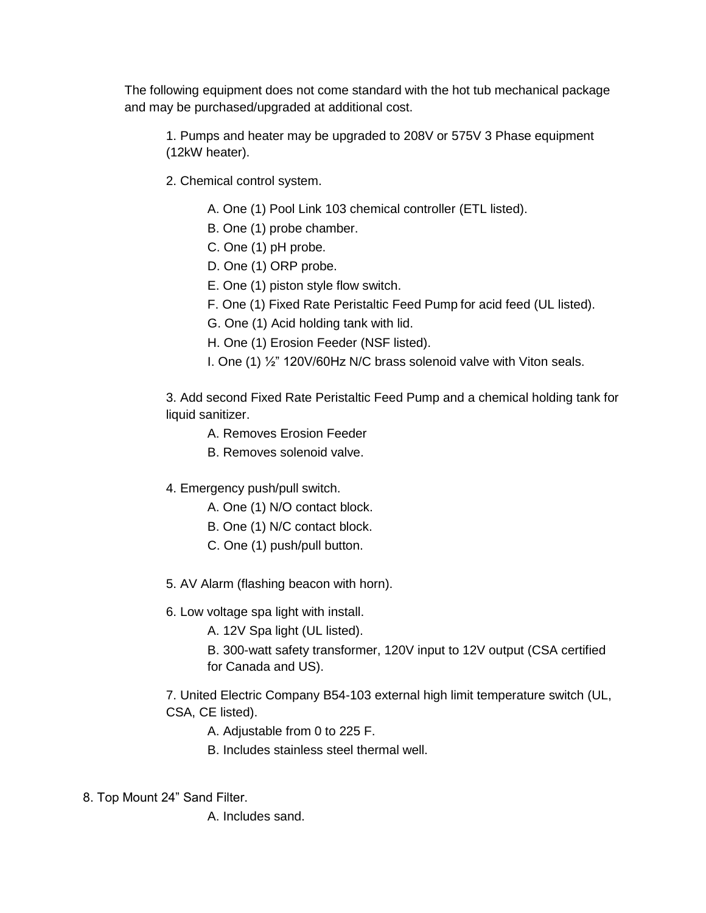The following equipment does not come standard with the hot tub mechanical package and may be purchased/upgraded at additional cost.

1. Pumps and heater may be upgraded to 208V or 575V 3 Phase equipment (12kW heater).

2. Chemical control system.

   A. One (1) Pool Link 103 chemical controller (ETL listed).

   B. One (1) probe chamber.

   C. One (1) pH probe.

   D. One (1) ORP probe.

   E. One (1) piston style flow switch.

   F. One (1) Fixed Rate Peristaltic Feed Pump for acid feed (UL listed).

   G. One (1) Acid holding tank with lid.

   H. One (1) Erosion Feeder (NSF listed).

   I. One (1) ½" 120V/60Hz N/C brass solenoid valve with Viton seals.

3. Add second Fixed Rate Peristaltic Feed Pump and a chemical holding tank for liquid sanitizer.

   A. Removes Erosion Feeder

   B. Removes solenoid valve.

4. Emergency push/pull switch.

   A. One (1) N/O contact block.

   B. One (1) N/C contact block.

   C. One (1) push/pull button.

5. AV Alarm (flashing beacon with horn).

6. Low voltage spa light with install.

   A. 12V Spa light (UL listed).

   B. 300-watt safety transformer, 120V input to 12V output (CSA certified for Canada and US).

7. United Electric Company B54-103 external high limit temperature switch (UL, CSA, CE listed).

   A. Adjustable from 0 to 225 F.

   B. Includes stainless steel thermal well.

8. Top Mount 24" Sand Filter.

   A. Includes sand.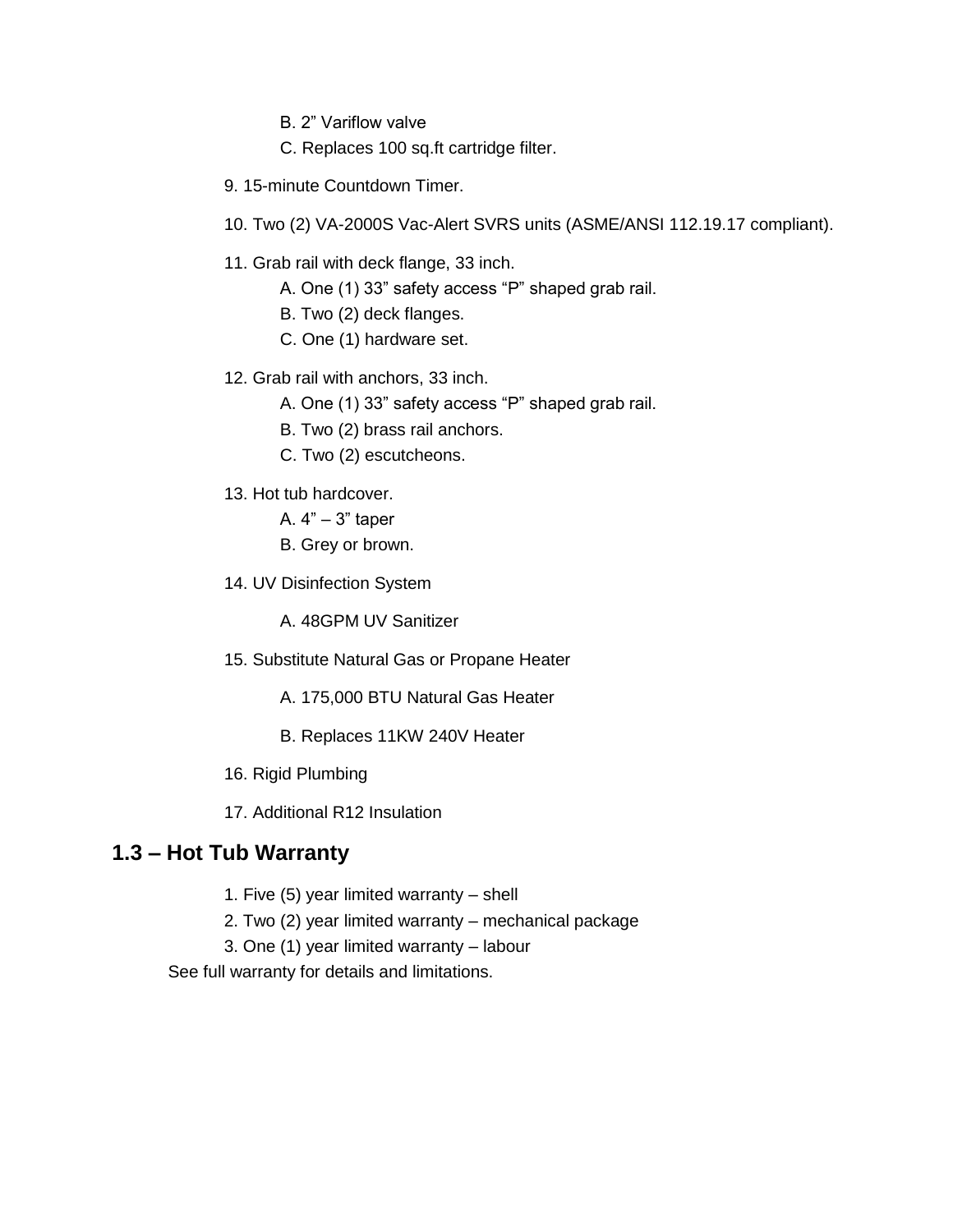B. 2” Variflow valve
   C. Replaces 100 sq.ft cartridge filter.

9. 15-minute Countdown Timer.

10. Two (2) VA-2000S Vac-Alert SVRS units (ASME/ANSI 112.19.17 compliant).

11. Grab rail with deck flange, 33 inch.
   A. One (1) 33” safety access “P” shaped grab rail.
   B. Two (2) deck flanges.
   C. One (1) hardware set.

12. Grab rail with anchors, 33 inch.
   A. One (1) 33” safety access “P” shaped grab rail.
   B. Two (2) brass rail anchors.
   C. Two (2) escutcheons.

13. Hot tub hardcover.
   A. 4” – 3” taper
   B. Grey or brown.

14. UV Disinfection System
   A. 48GPM UV Sanitizer

15. Substitute Natural Gas or Propane Heater
   A. 175,000 BTU Natural Gas Heater
   B. Replaces 11KW 240V Heater

16. Rigid Plumbing

17. Additional R12 Insulation

## 1.3 – Hot Tub Warranty

1. Five (5) year limited warranty – shell
2. Two (2) year limited warranty – mechanical package
3. One (1) year limited warranty – labour

See full warranty for details and limitations.